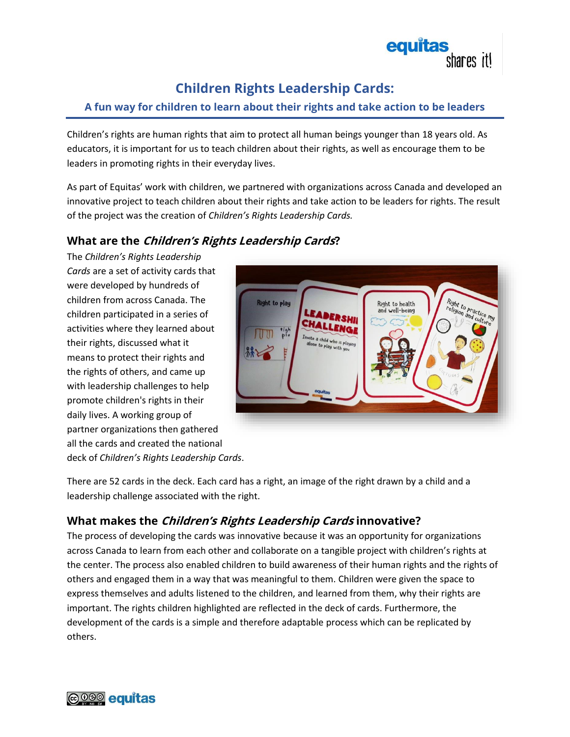# Children Rights Leadership Cards:

## A fun way for children to learn about their rights and take action to be leaders

Children's rights are human rights that aim to protect all human beings younger than 18 years old. As educators, it is important for us to teach children about their rights, as well as encourage them to be leaders in promoting rights in their everyday lives.

As part of Equitas' work with children, we partnered with organizations across Canada and developed an innovative project to teach children about their rights and take action to be leaders for rights. The result of the project was the creation of *Children's Rights Leadership Cards.*

### What are the *Children's Rights Leadership Cards*?

The *Children's Rights Leadership Cards* are a set of activity cards that were developed by hundreds of children from across Canada. The children participated in a series of activities where they learned about their rights, discussed what it means to protect their rights and the rights of others, and came up with leadership challenges to help promote children's rights in their daily lives. A working group of partner organizations then gathered all the cards and created the national deck of *Children's Rights Leadership Cards*.

There are 52 cards in the deck. Each card has a right, an image of the right drawn by a child and a leadership challenge associated with the right.

### What makes the *Children's Rights Leadership Cards* innovative?

The process of developing the cards was innovative because it was an opportunity for organizations across Canada to learn from each other and collaborate on a tangible project with children's rights at the center. The process also enabled children to build awareness of their human rights and the rights of others and engaged them in a way that was meaningful to them. Children were given the space to express themselves and adults listened to the children, and learned from them, why their rights are important. The rights children highlighted are reflected in the deck of cards. Furthermore, the development of the cards is a simple and therefore adaptable process which can be replicated by others.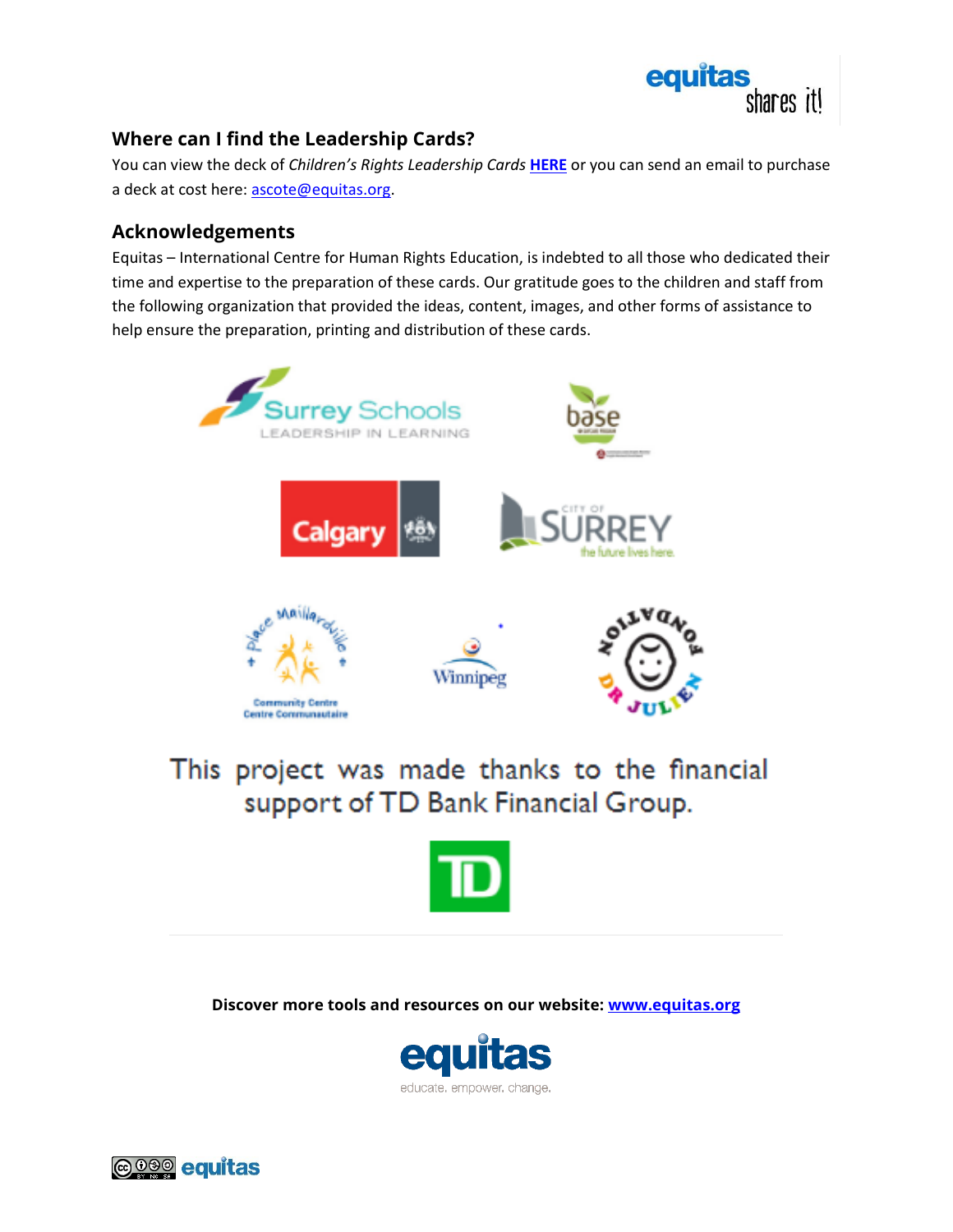## Where can I find the Leadership Cards?

You can view the deck of *Children's Rights Leadership Cards* **HERE** or you can send an email to purchase a deck at cost here: ascote@equitas.org.

## Acknowledgements

Equitas – International Centre for Human Rights Education, is indebted to all those who dedicated their time and expertise to the preparation of these cards. Our gratitude goes to the children and staff from the following organization that provided the ideas, content, images, and other forms of assistance to help ensure the preparation, printing and distribution of these cards.

This project was made thanks to the financial support of TD Bank Financial Group.

**Discover more tools and resources on our website: www.equitas.org**